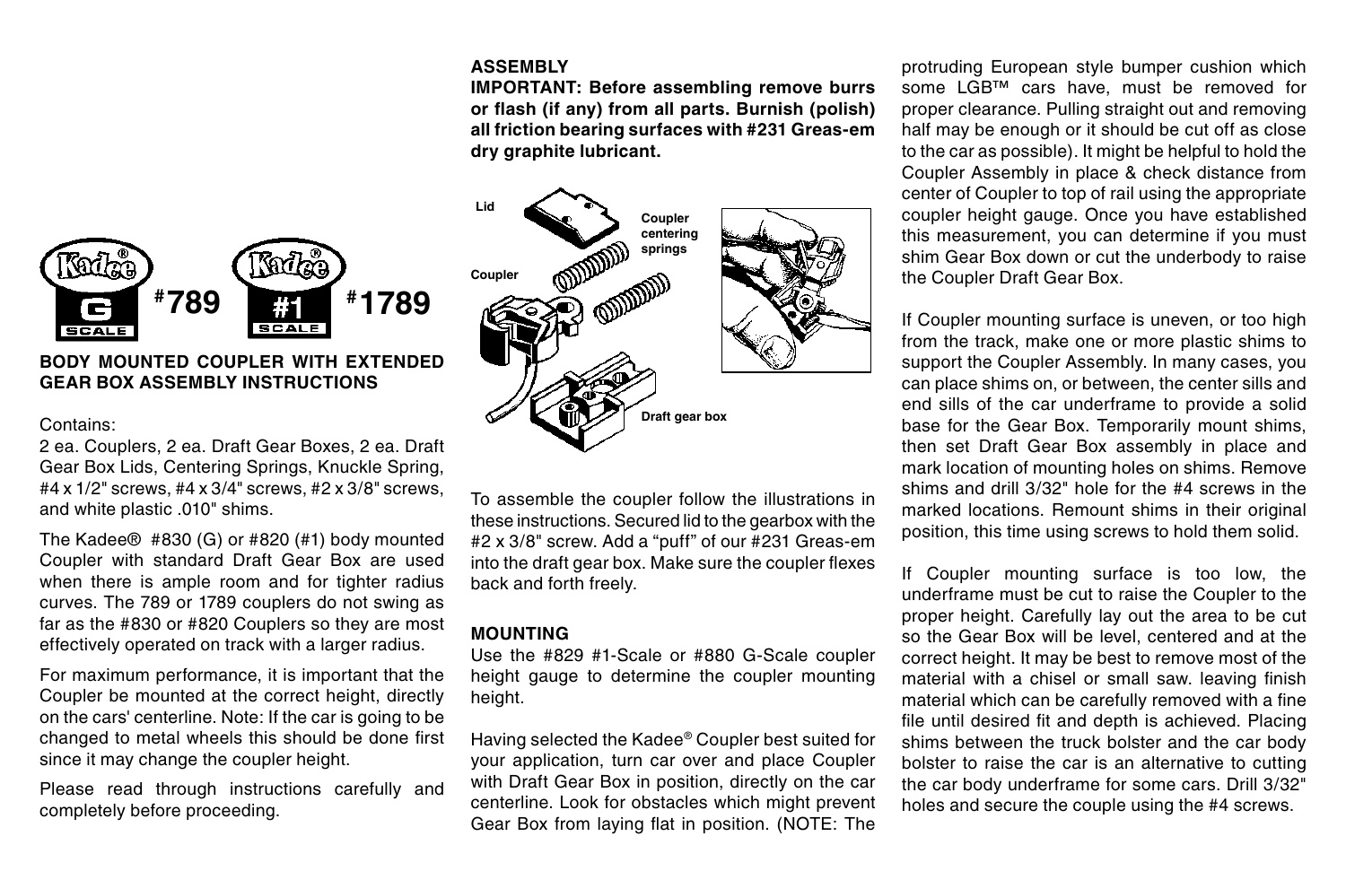Kadee® G SCALE #789 Kadee® #1 SCALE #1789

## BODY MOUNTED COUPLER WITH EXTENDED GEAR BOX ASSEMBLY INSTRUCTIONS

Contains:
2 ea. Couplers, 2 ea. Draft Gear Boxes, 2 ea. Draft Gear Box Lids, Centering Springs, Knuckle Spring, #4 x 1/2" screws, #4 x 3/4" screws, #2 x 3/8" screws, and white plastic .010" shims.

The Kadee® #830 (G) or #820 (#1) body mounted Coupler with standard Draft Gear Box are used when there is ample room and for tighter radius curves. The 789 or 1789 couplers do not swing as far as the #830 or #820 Couplers so they are most effectively operated on track with a larger radius.

For maximum performance, it is important that the Coupler be mounted at the correct height, directly on the cars' centerline. Note: If the car is going to be changed to metal wheels this should be done first since it may change the coupler height.

Please read through instructions carefully and completely before proceeding.

## ASSEMBLY

**IMPORTANT: Before assembling remove burrs or flash (if any) from all parts. Burnish (polish) all friction bearing surfaces with #231 Greas-em dry graphite lubricant.**

Lid

Coupler centering springs

Coupler

Draft gear box

To assemble the coupler follow the illustrations in these instructions. Secured lid to the gearbox with the #2 x 3/8" screw. Add a "puff" of our #231 Greas-em into the draft gear box. Make sure the coupler flexes back and forth freely.

## MOUNTING

Use the #829 #1-Scale or #880 G-Scale coupler height gauge to determine the coupler mounting height.

Having selected the Kadee® Coupler best suited for your application, turn car over and place Coupler with Draft Gear Box in position, directly on the car centerline. Look for obstacles which might prevent Gear Box from laying flat in position. (NOTE: The protruding European style bumper cushion which some LGB™ cars have, must be removed for proper clearance. Pulling straight out and removing half may be enough or it should be cut off as close to the car as possible). It might be helpful to hold the Coupler Assembly in place & check distance from center of Coupler to top of rail using the appropriate coupler height gauge. Once you have established this measurement, you can determine if you must shim Gear Box down or cut the underbody to raise the Coupler Draft Gear Box.

If Coupler mounting surface is uneven, or too high from the track, make one or more plastic shims to support the Coupler Assembly. In many cases, you can place shims on, or between, the center sills and end sills of the car underframe to provide a solid base for the Gear Box. Temporarily mount shims, then set Draft Gear Box assembly in place and mark location of mounting holes on shims. Remove shims and drill 3/32" hole for the #4 screws in the marked locations. Remount shims in their original position, this time using screws to hold them solid.

If Coupler mounting surface is too low, the underframe must be cut to raise the Coupler to the proper height. Carefully lay out the area to be cut so the Gear Box will be level, centered and at the correct height. It may be best to remove most of the material with a chisel or small saw. leaving finish material which can be carefully removed with a fine file until desired fit and depth is achieved. Placing shims between the truck bolster and the car body bolster to raise the car is an alternative to cutting the car body underframe for some cars. Drill 3/32" holes and secure the couple using the #4 screws.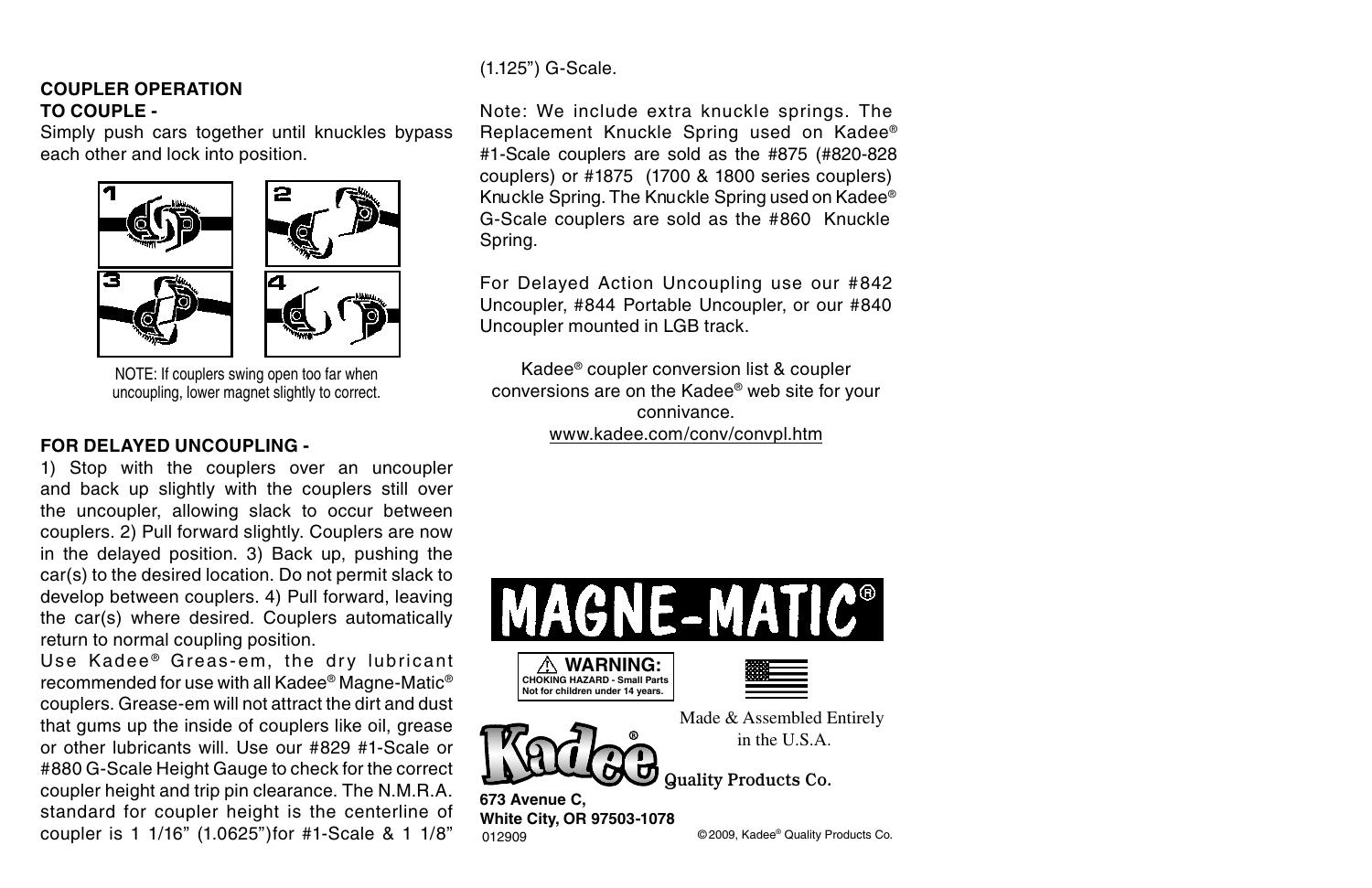**COUPLER OPERATION**

**TO COUPLE -**

Simply push cars together until knuckles bypass each other and lock into position.

1 2 3 4

NOTE: If couplers swing open too far when uncoupling, lower magnet slightly to correct.

**FOR DELAYED UNCOUPLING -**

1) Stop with the couplers over an uncoupler and back up slightly with the couplers still over the uncoupler, allowing slack to occur between couplers. 2) Pull forward slightly. Couplers are now in the delayed position. 3) Back up, pushing the car(s) to the desired location. Do not permit slack to develop between couplers. 4) Pull forward, leaving the car(s) where desired. Couplers automatically return to normal coupling position.

Use Kadee® Greas-em, the dry lubricant recommended for use with all Kadee® Magne-Matic® couplers. Grease-em will not attract the dirt and dust that gums up the inside of couplers like oil, grease or other lubricants will. Use our #829 #1-Scale or #880 G-Scale Height Gauge to check for the correct coupler height and trip pin clearance. The N.M.R.A. standard for coupler height is the centerline of coupler is 1 1/16" (1.0625")for #1-Scale & 1 1/8" (1.125") G-Scale.

Note: We include extra knuckle springs. The Replacement Knuckle Spring used on Kadee® #1-Scale couplers are sold as the #875 (#820-828 couplers) or #1875 (1700 & 1800 series couplers) Knuckle Spring. The Knuckle Spring used on Kadee® G-Scale couplers are sold as the #860 Knuckle Spring.

For Delayed Action Uncoupling use our #842 Uncoupler, #844 Portable Uncoupler, or our #840 Uncoupler mounted in LGB track.

Kadee® coupler conversion list & coupler conversions are on the Kadee® web site for your connivance.
www.kadee.com/conv/convpl.htm

MAGNE-MATIC®

⚠ **WARNING:**
**CHOKING HAZARD - Small Parts**
**Not for children under 14 years.**

Made & Assembled Entirely in the U.S.A.

Kadee® Quality Products Co.

**673 Avenue C,**
**White City, OR 97503-1078**

012909

©2009, Kadee® Quality Products Co.